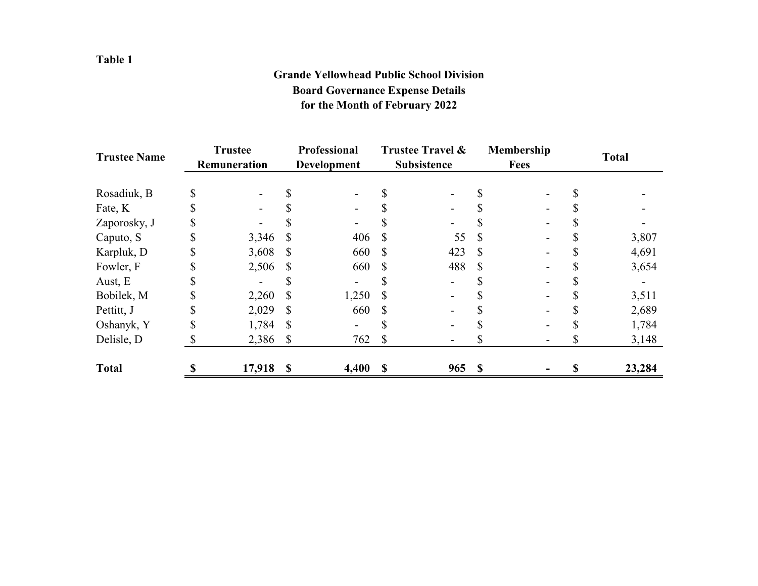**Table 1**

**Grande Yellowhead Public School Division**
**Board Governance Expense Details**
**for the Month of February 2022**

| Trustee Name | Trustee Remuneration | Professional Development | Trustee Travel & Subsistence | Membership Fees | Total |
|---|---|---|---|---|---|
| Rosadiuk, B | $ - | $ - | $ - | $ - | $ - |
| Fate, K | $ - | $ - | $ - | $ - | $ - |
| Zaporosky, J | $ - | $ - | $ - | $ - | $ - |
| Caputo, S | $ 3,346 | $ 406 | $ 55 | $ - | $ 3,807 |
| Karpluk, D | $ 3,608 | $ 660 | $ 423 | $ - | $ 4,691 |
| Fowler, F | $ 2,506 | $ 660 | $ 488 | $ - | $ 3,654 |
| Aust, E | $ - | $ - | $ - | $ - | $ - |
| Bobilek, M | $ 2,260 | $ 1,250 | $ - | $ - | $ 3,511 |
| Pettitt, J | $ 2,029 | $ 660 | $ - | $ - | $ 2,689 |
| Oshanyk, Y | $ 1,784 | $ - | $ - | $ - | $ 1,784 |
| Delisle, D | $ 2,386 | $ 762 | $ - | $ - | $ 3,148 |
| **Total** | **$ 17,918** | **$ 4,400** | **$ 965** | **$ -** | **$ 23,284** |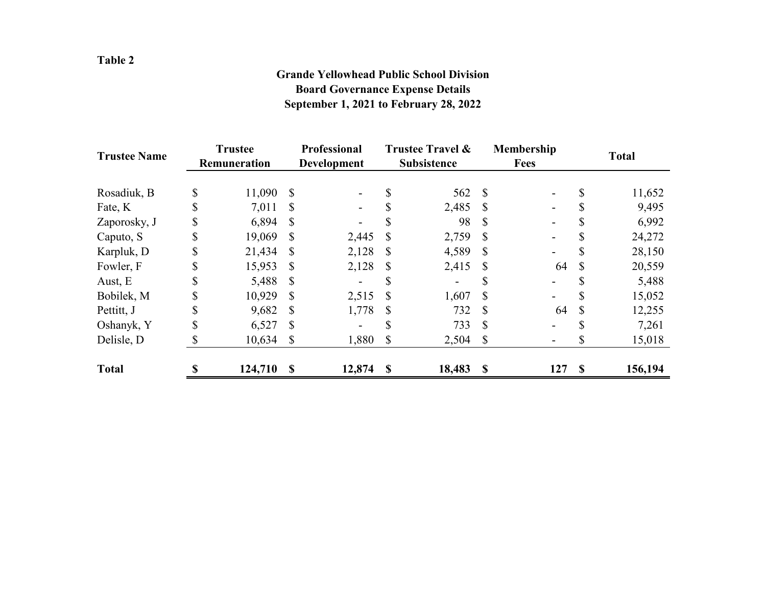**Table 2**

**Grande Yellowhead Public School Division**
**Board Governance Expense Details**
**September 1, 2021 to February 28, 2022**

| Trustee Name | Trustee Remuneration | Professional Development | Trustee Travel & Subsistence | Membership Fees | Total |
|---|---|---|---|---|---|
| Rosadiuk, B | $ 11,090 | $ - | $ 562 | $ - | $ 11,652 |
| Fate, K | $ 7,011 | $ - | $ 2,485 | $ - | $ 9,495 |
| Zaporosky, J | $ 6,894 | $ - | $ 98 | $ - | $ 6,992 |
| Caputo, S | $ 19,069 | $ 2,445 | $ 2,759 | $ - | $ 24,272 |
| Karpluk, D | $ 21,434 | $ 2,128 | $ 4,589 | $ - | $ 28,150 |
| Fowler, F | $ 15,953 | $ 2,128 | $ 2,415 | $ 64 | $ 20,559 |
| Aust, E | $ 5,488 | $ - | $ - | $ - | $ 5,488 |
| Bobilek, M | $ 10,929 | $ 2,515 | $ 1,607 | $ - | $ 15,052 |
| Pettitt, J | $ 9,682 | $ 1,778 | $ 732 | $ 64 | $ 12,255 |
| Oshanyk, Y | $ 6,527 | $ - | $ 733 | $ - | $ 7,261 |
| Delisle, D | $ 10,634 | $ 1,880 | $ 2,504 | $ - | $ 15,018 |
| **Total** | **$ 124,710** | **$ 12,874** | **$ 18,483** | **$ 127** | **$ 156,194** |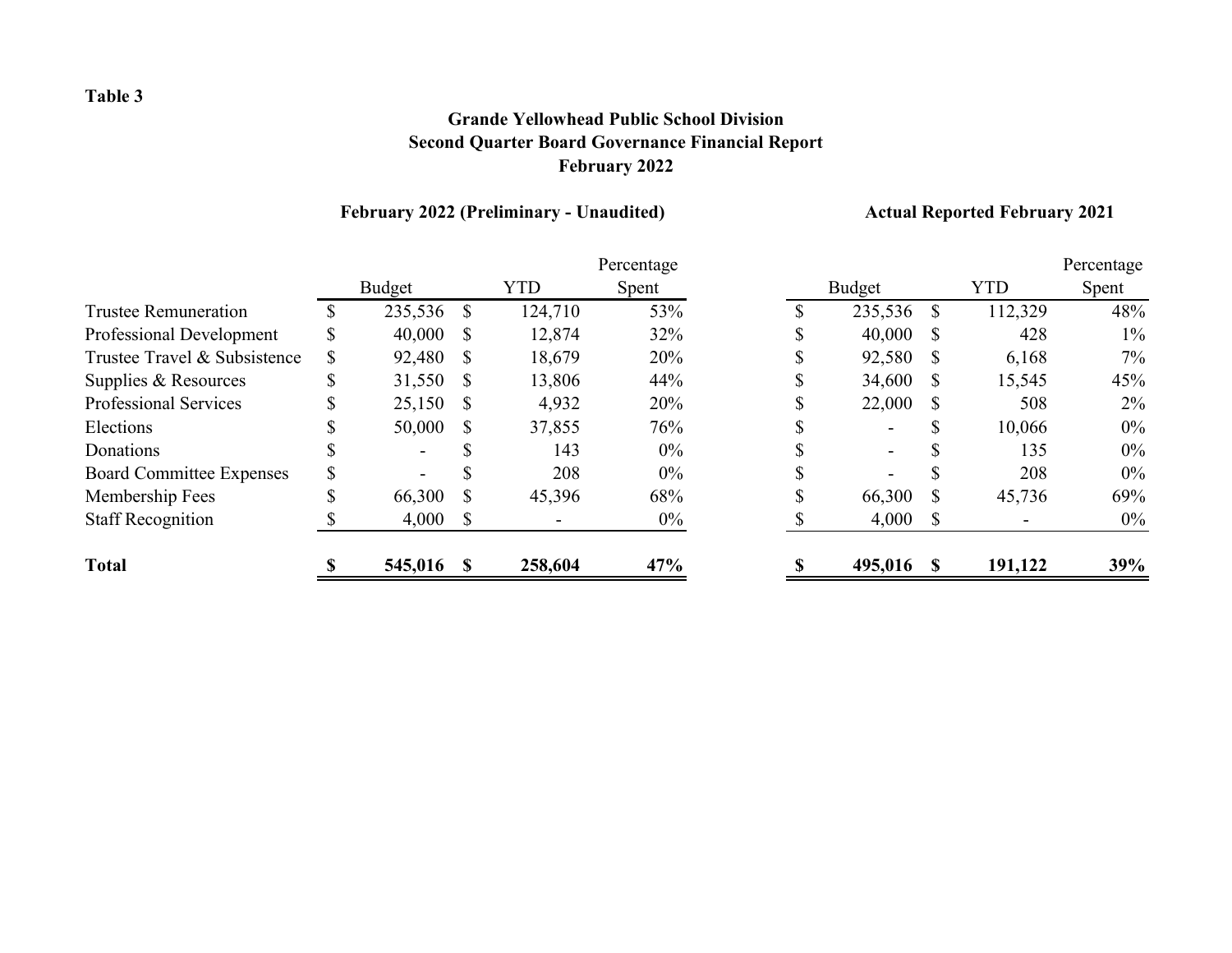**Table 3**

# Grande Yellowhead Public School Division
## Second Quarter Board Governance Financial Report
## February 2022

| | February 2022 (Preliminary - Unaudited) | | | Actual Reported February 2021 | | |
|---|---|---|---|---|---|---|
| | Budget | YTD | Percentage Spent | Budget | YTD | Percentage Spent |
| Trustee Remuneration | $ 235,536 | $ 124,710 | 53% | $ 235,536 | $ 112,329 | 48% |
| Professional Development | $ 40,000 | $ 12,874 | 32% | $ 40,000 | $ 428 | 1% |
| Trustee Travel & Subsistence | $ 92,480 | $ 18,679 | 20% | $ 92,580 | $ 6,168 | 7% |
| Supplies & Resources | $ 31,550 | $ 13,806 | 44% | $ 34,600 | $ 15,545 | 45% |
| Professional Services | $ 25,150 | $ 4,932 | 20% | $ 22,000 | $ 508 | 2% |
| Elections | $ 50,000 | $ 37,855 | 76% | $ - | $ 10,066 | 0% |
| Donations | $ - | $ 143 | 0% | $ - | $ 135 | 0% |
| Board Committee Expenses | $ - | $ 208 | 0% | $ - | $ 208 | 0% |
| Membership Fees | $ 66,300 | $ 45,396 | 68% | $ 66,300 | $ 45,736 | 69% |
| Staff Recognition | $ 4,000 | $ - | 0% | $ 4,000 | $ - | 0% |
| **Total** | **$ 545,016** | **$ 258,604** | **47%** | **$ 495,016** | **$ 191,122** | **39%** |